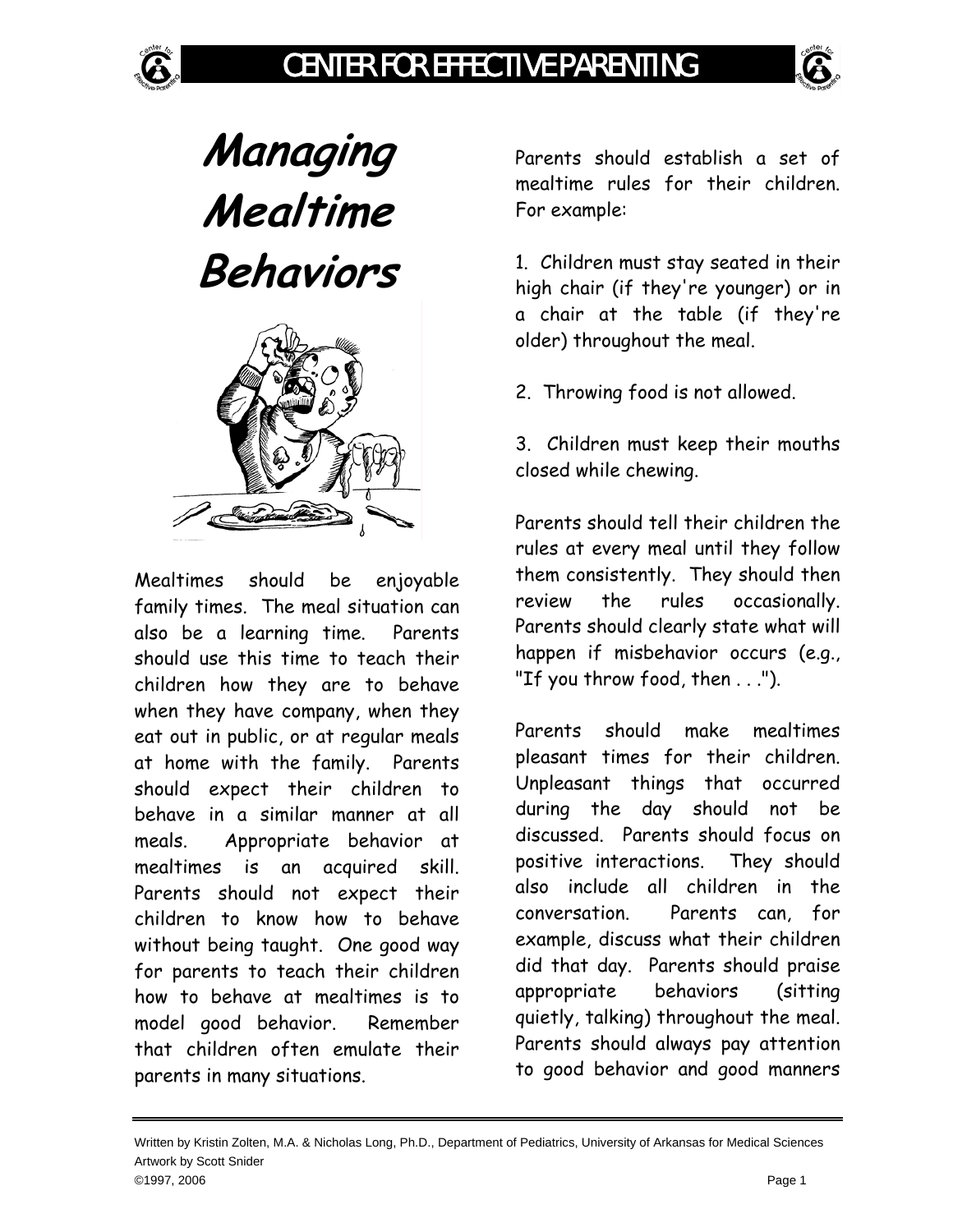# Managing Mealtime Behaviors

Mealtimes should be enjoyable family times. The meal situation can also be a learning time. Parents should use this time to teach their children how they are to behave when they have company, when they eat out in public, or at regular meals at home with the family. Parents should expect their children to behave in a similar manner at all meals. Appropriate behavior at mealtimes is an acquired skill. Parents should not expect their children to know how to behave without being taught. One good way for parents to teach their children how to behave at mealtimes is to model good behavior. Remember that children often emulate their parents in many situations.

Parents should establish a set of mealtime rules for their children. For example:

1. Children must stay seated in their high chair (if they're younger) or in a chair at the table (if they're older) throughout the meal.

2. Throwing food is not allowed.

3. Children must keep their mouths closed while chewing.

Parents should tell their children the rules at every meal until they follow them consistently. They should then review the rules occasionally. Parents should clearly state what will happen if misbehavior occurs (e.g., "If you throw food, then . . .").

Parents should make mealtimes pleasant times for their children. Unpleasant things that occurred during the day should not be discussed. Parents should focus on positive interactions. They should also include all children in the conversation. Parents can, for example, discuss what their children did that day. Parents should praise appropriate behaviors (sitting quietly, talking) throughout the meal. Parents should always pay attention to good behavior and good manners

Written by Kristin Zolten, M.A. & Nicholas Long, Ph.D., Department of Pediatrics, University of Arkansas for Medical Sciences
Artwork by Scott Snider
©1997, 2006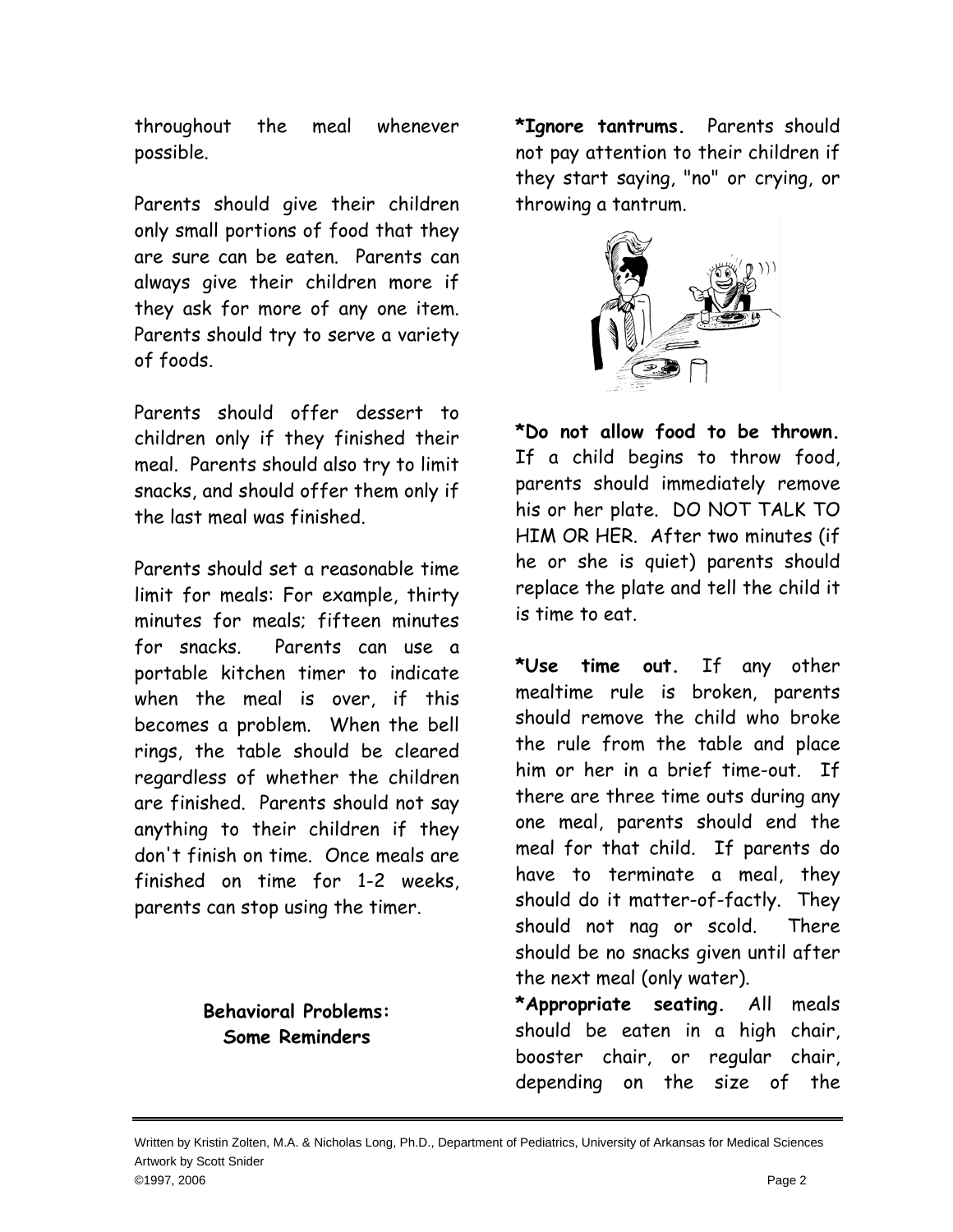throughout the meal whenever possible.

Parents should give their children only small portions of food that they are sure can be eaten. Parents can always give their children more if they ask for more of any one item. Parents should try to serve a variety of foods.

Parents should offer dessert to children only if they finished their meal. Parents should also try to limit snacks, and should offer them only if the last meal was finished.

Parents should set a reasonable time limit for meals: For example, thirty minutes for meals; fifteen minutes for snacks. Parents can use a portable kitchen timer to indicate when the meal is over, if this becomes a problem. When the bell rings, the table should be cleared regardless of whether the children are finished. Parents should not say anything to their children if they don't finish on time. Once meals are finished on time for 1-2 weeks, parents can stop using the timer.

**Behavioral Problems: Some Reminders**

**\*Ignore tantrums.** Parents should not pay attention to their children if they start saying, "no" or crying, or throwing a tantrum.

**\*Do not allow food to be thrown.** If a child begins to throw food, parents should immediately remove his or her plate. DO NOT TALK TO HIM OR HER. After two minutes (if he or she is quiet) parents should replace the plate and tell the child it is time to eat.

**\*Use time out.** If any other mealtime rule is broken, parents should remove the child who broke the rule from the table and place him or her in a brief time-out. If there are three time outs during any one meal, parents should end the meal for that child. If parents do have to terminate a meal, they should do it matter-of-factly. They should not nag or scold. There should be no snacks given until after the next meal (only water).

**\*Appropriate seating.** All meals should be eaten in a high chair, booster chair, or regular chair, depending on the size of the

Written by Kristin Zolten, M.A. & Nicholas Long, Ph.D., Department of Pediatrics, University of Arkansas for Medical Sciences
Artwork by Scott Snider
©1997, 2006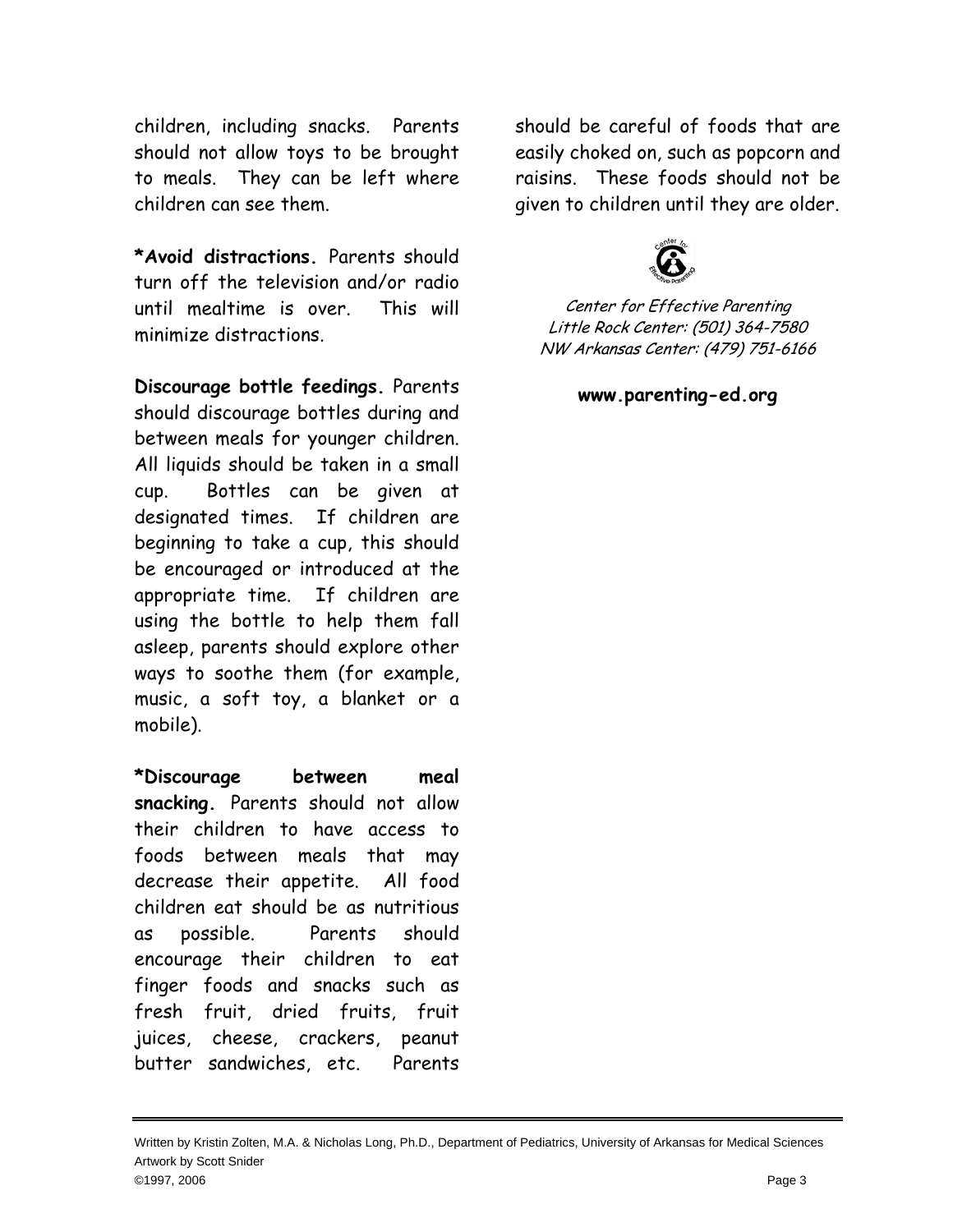children, including snacks. Parents should not allow toys to be brought to meals. They can be left where children can see them.

**\*Avoid distractions.** Parents should turn off the television and/or radio until mealtime is over. This will minimize distractions.

**Discourage bottle feedings.** Parents should discourage bottles during and between meals for younger children. All liquids should be taken in a small cup. Bottles can be given at designated times. If children are beginning to take a cup, this should be encouraged or introduced at the appropriate time. If children are using the bottle to help them fall asleep, parents should explore other ways to soothe them (for example, music, a soft toy, a blanket or a mobile).

**\*Discourage between meal snacking.** Parents should not allow their children to have access to foods between meals that may decrease their appetite. All food children eat should be as nutritious as possible. Parents should encourage their children to eat finger foods and snacks such as fresh fruit, dried fruits, fruit juices, cheese, crackers, peanut butter sandwiches, etc. Parents should be careful of foods that are easily choked on, such as popcorn and raisins. These foods should not be given to children until they are older.

*Center for Effective Parenting*
*Little Rock Center: (501) 364-7580*
*NW Arkansas Center: (479) 751-6166*

**www.parenting-ed.org**

Written by Kristin Zolten, M.A. & Nicholas Long, Ph.D., Department of Pediatrics, University of Arkansas for Medical Sciences
Artwork by Scott Snider
©1997, 2006